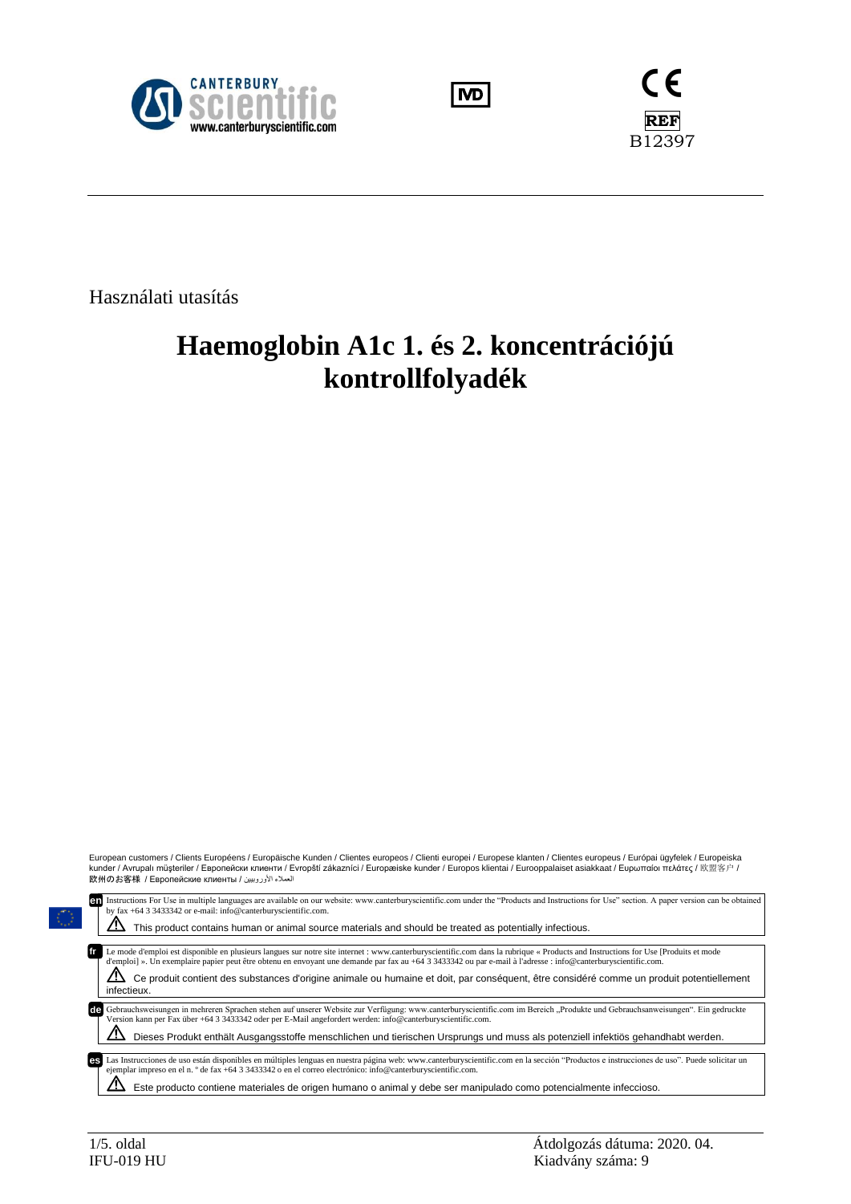CANTERBURY scientific
www.canterburyscientific.com

IVD

CE
REF B12397

Használati utasítás

# Haemoglobin A1c 1. és 2. koncentrációjú kontrollfolyadék

European customers / Clients Européens / Europäische Kunden / Clientes europeos / Clienti europei / Europese klanten / Clientes europeus / Európai ügyfelek / Europeiska kunder / Avrupalı müşteriler / Европейски клиенти / Evropští zákazníci / Europæiske kunder / Europos klientai / Eurooppalaiset asiakkaat / Ευρωπαίοι πελάτες / 欧盟客户 / 欧州のお客様 / Европейские клиенты / العملاء الأوروبيين

**en** Instructions For Use in multiple languages are available on our website: www.canterburyscientific.com under the "Products and Instructions for Use" section. A paper version can be obtained by fax +64 3 3433342 or e-mail: info@canterburyscientific.com.

⚠ This product contains human or animal source materials and should be treated as potentially infectious.

**fr** Le mode d'emploi est disponible en plusieurs langues sur notre site internet : www.canterburyscientific.com dans la rubrique « Products and Instructions for Use [Produits et mode d'emploi] ». Un exemplaire papier peut être obtenu en envoyant une demande par fax au +64 3 3433342 ou par e-mail à l'adresse : info@canterburyscientific.com.

⚠ Ce produit contient des substances d'origine animale ou humaine et doit, par conséquent, être considéré comme un produit potentiellement infectieux.

**de** Gebrauchsweisungen in mehreren Sprachen stehen auf unserer Website zur Verfügung: www.canterburyscientific.com im Bereich „Produkte und Gebrauchsanweisungen". Ein gedruckte Version kann per Fax über +64 3 3433342 oder per E-Mail angefordert werden: info@canterburyscientific.com.

⚠ Dieses Produkt enthält Ausgangsstoffe menschlichen und tierischen Ursprungs und muss als potenziell infektiös gehandhabt werden.

**es** Las Instrucciones de uso están disponibles en múltiples lenguas en nuestra página web: www.canterburyscientific.com en la sección "Productos e instrucciones de uso". Puede solicitar un ejemplar impreso en el n. º de fax +64 3 3433342 o en el correo electrónico: info@canterburyscientific.com.

⚠ Este producto contiene materiales de origen humano o animal y debe ser manipulado como potencialmente infeccioso.

IFU-019 HU

Átdolgozás dátuma: 2020. 04.
Kiadvány száma: 9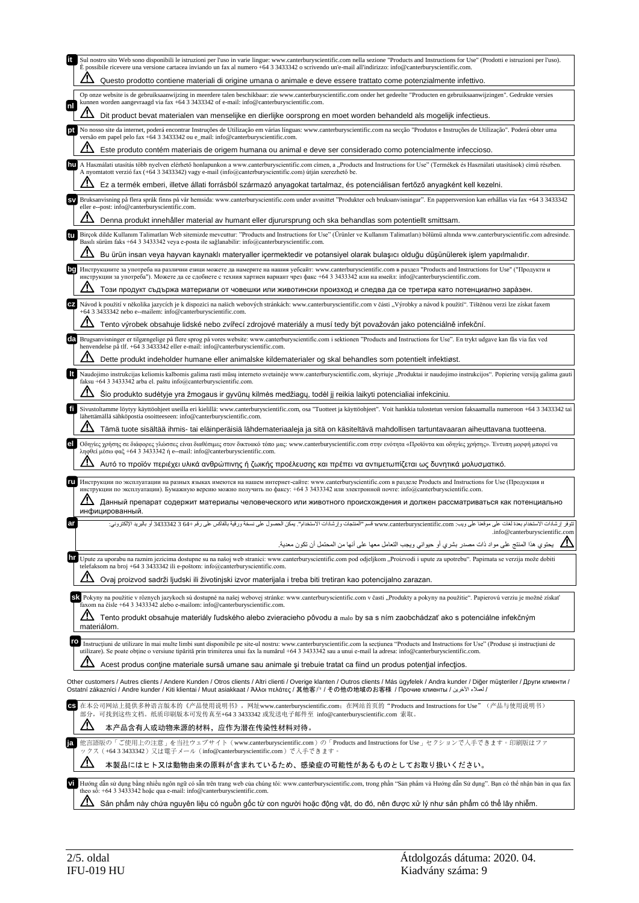**it** Sul nostro sito Web sono disponibili le istruzioni per l'uso in varie lingue: www.canterburyscientific.com nella sezione "Products and Instructions for Use" (Prodotti e istruzioni per l'uso). È possibile ricevere una versione cartacea inviando un fax al numero +64 3 3433342 o scrivendo un'e-mail all'indirizzo: info@canterburyscientific.com.

⚠ Questo prodotto contiene materiali di origine umana o animale e deve essere trattato come potenzialmente infettivo.

**nl** Op onze website is de gebruiksaanwijzing in meerdere talen beschikbaar: zie www.canterburyscientific.com onder het gedeelte "Producten en gebruiksaanwijzingen". Gedrukte versies kunnen worden aangevraagd via fax +64 3 3433342 of e-mail: info@canterburyscientific.com.

⚠ Dit product bevat materialen van menselijke en dierlijke oorsprong en moet worden behandeld als mogelijk infectieus.

**pt** No nosso site da internet, poderá encontrar Instruções de Utilização em várias línguas: www.canterburyscientific.com na secção "Produtos e Instruções de Utilização". Poderá obter uma versão em papel pelo fax +64 3 3433342 ou e_mail: info@canterburyscientific.com.

⚠ Este produto contém materiais de origem humana ou animal e deve ser considerado como potencialmente infeccioso.

**hu** A Használati utasítás több nyelven elérhető honlapunkon a www.canterburyscientific.com címen, a „Products and Instructions for Use" (Termékek és Használati utasítások) című részben. A nyomtatott verzió fax (+64 3 3433342) vagy e-mail (info@canterburyscientific.com) útján szerezhető be.

⚠ Ez a termék emberi, illetve állati forrásból származó anyagokat tartalmaz, és potenciálisan fertőző anyagként kell kezelni.

**sv** Bruksanvisning på flera språk finns på vår hemsida: www.canterburyscientific.com under avsnittet "Produkter och bruksanvisningar". En pappersversion kan erhållas via fax +64 3 3433342 eller e--post: info@canterburyscientific.com.

⚠ Denna produkt innehåller material av humant eller djurursprung och ska behandlas som potentiellt smittsam.

**tu** Birçok dilde Kullanım Talimatları Web sitemizde mevcuttur: "Products and Instructions for Use" (Ürünler ve Kullanım Talimatları) bölümü altında www.canterburyscientific.com adresinde. Basılı sürüm faks +64 3 3433342 veya e-posta ile sağlanabilir: info@canterburyscientific.com.

⚠ Bu ürün insan veya hayvan kaynaklı materyaller içermektedir ve potansiyel olarak bulaşıcı olduğu düşünülerek işlem yapılmalıdır.

**bg** Инструкциите за употреба на различни езици можете да намерите на нашия уебсайт: www.canterburyscientific.com в раздел "Products and Instructions for Use" ("Продукти и инструкции за употреба"). Можете да се сдобиете с техния хартиен вариант чрез факс +64 3 3433342 или на имейл: info@canterburyscientific.com.

⚠ Този продукт съдържа материали от човешки или животински произход и следва да се третира като потенциално зара̀зен.

**cz** Návod k použití v několika jazycích je k dispozici na našich webových stránkách: www.canterburyscientific.com v části „Výrobky a návod k použití". Tištěnou verzi lze získat faxem +64 3 3433342 nebo e--mailem: info@canterburyscientific.com.

⚠ Tento výrobek obsahuje lidské nebo zvířecí zdrojové materiály a musí tedy být považován jako potenciálně infekční.

**da** Brugsanvisninger er tilgængelige på flere sprog på vores website: www.canterburyscientific.com i sektionen "Products and Instructions for Use". En trykt udgave kan fås via fax ved henvendelse på tlf. +64 3 3433342 eller e-mail: info@canterburyscientific.com.

⚠ Dette produkt indeholder humane eller animalske kildematerialer og skal behandles som potentielt infektiøst.

**lt** Naudojimo instrukcijas keliomis kalbomis galima rasti mūsų interneto svetainėje www.canterburyscientific.com, skyriuje „Produktai ir naudojimo instrukcijos". Popierinę versiją galima gauti faksu +64 3 3433342 arba el. paštu info@canterburyscientific.com.

⚠ Šio produkto sudėtyje yra žmogaus ir gyvūnų kilmės medžiagų, todėl jį reikia laikyti potencialiai infekciniu.

**fi** Sivustoltamme löytyy käyttöohjeet useilla eri kielillä: www.canterburyscientific.com, osta "Tuotteet ja käyttöohjeet". Voit hankkia tulostetun version faksaamalla numeroon +64 3 3433342 tai lähettämällä sähköpostia osoitteeseen: info@canterburyscientific.com.

⚠ Tämä tuote sisältää ihmis- tai eläinperäisiä lähdemateriaaleja ja sitä on käsiteltävä mahdollisen tartuntavaaran aiheuttavana tuotteena.

**el** Οδηγίες χρήσης σε διάφορες γλώσσες είναι διαθέσιμες στον δικτυακό τόπο μας: www.canterburyscientific.com στην ενότητα «Προϊόντα και οδηγίες χρήσης». Έντυπη μορφή μπορεί να ληφθεί μέσω φαξ +64 3 3433342 ή e--mail: info@canterburyscientific.com.

⚠ Αυτό το προϊόν περιέχει υλικά ανθρώπινης ή ζωικής προέλευσης και πρέπει να αντιμετωπίζεται ως δυνητικά μολυσματικό.

**ru** Инструкции по эксплуатации на разных языках имеются на нашем интернет-сайте: www.canterburyscientific.com в разделе Products and Instructions for Use (Продукция и инструкции по эксплуатации). Бумажную версию можно получить по факсу: +64 3 3433342 или электронной почте: info@canterburyscientific.com.

⚠ Данный препарат содержит материалы человеческого или животного происхождения и должен рассматриваться как потенциально инфицированный.

**ar** تتوفر إرشادات الاستخدام بعدة لغات على موقعنا على ويب: www.canterburyscientific.com قسم "المنتجات وإرشادات الاستخدام". يمكن الحصول على نسخة ورقية بالفاكس على رقم +64 3 3433342 أو بالبريد الإلكتروني: info@canterburyscientific.com.

⚠ يحتوي هذا المنتج على مواد ذات مصدر بشري أو حيواني ويجب التعامل معها على أنها من المحتمل أن تكون معدية.

**hr** Upute za uporabu na raznim jezicima dostupne su na našoj web stranici: www.canterburyscientific.com pod odjeljkom „Proizvodi i upute za upotrebu". Papirnata se verzija može dobiti telefaksom na broj +64 3 3433342 ili e-poštom: info@canterburyscientific.com.

⚠ Ovaj proizvod sadrži ljudski ili životinjski izvor materijala i treba biti tretiran kao potencijalno zarazan.

**sk** Pokyny na použitie v rôznych jazykoch sú dostupné na našej webovej stránke: www.canterburyscientific.com v časti „Produkty a pokyny na použitie". Papierovú verziu je možné získať faxom na čísle +64 3 3433342 alebo e-mailom: info@canterburyscientific.com.

⚠ Tento produkt obsahuje materiály ľudského alebo zvieracieho pôvodu a malo by sa s ním zaobchádzať ako s potenciálne infekčným materiálom.

**ro** Instrucţiuni de utilizare în mai multe limbi sunt disponibile pe site-ul nostru: www.canterburyscientific.com în secţiunea "Products and Instructions for Use" (Produse şi instrucţiuni de utilizare). Se poate obţine o versiune tipărită prin trimiterea unui fax la numărul +64 3 3433342 sau a unui e-mail la adresa: info@canterburyscientific.com.

⚠ Acest produs conţine materiale sursă umane sau animale şi trebuie tratat ca fiind un produs potenţial infecţios.

Other customers / Autres clients / Andere Kunden / Otros clients / Altri clienti / Overige klanten / Outros clientes / Más ügyfelek / Andra kunder / Diğer müşteriler / Други клиенти / Ostatní zákazníci / Andre kunder / Kiti klientai / Muut asiakkaat / Άλλοι πελάτες / 其他客户 / その他の地域のお客様 / Прочие клиенты / لعملاء الآخرين /

**cs** 在本公司网站上提供多种语言版本的《产品使用说明书》，网址www.canterburyscientific.com；在网站首页的"Products and Instructions for Use"（产品与使用说明书）部分，可找到这些文档。纸质印刷版本可发传真至+64 3 3433342 或发送电子邮件至 info@canterburyscientific.com 索取。

⚠ 本产品含有人或动物来源的材料，应作为潜在传染性材料对待。

**ja** 他言語版の「ご使用上の注意」を当社ウェブサイト（www.canterburyscientific.com）の「Products and Instructions for Use」セクションで入手できます。印刷版はファックス（+64 3 3433342）又は電子メール（info@canterburyscientific.com）で入手できます。

⚠ 本製品にはヒト又は動物由来の原料が含まれているため、感染症の可能性があるものとしてお取り扱いください。

**vi** Hướng dẫn sử dụng bằng nhiều ngôn ngữ có sẵn trên trang web của chúng tôi: www.canterburyscientific.com, trong phần "Sản phẩm và Hướng dẫn Sử dụng". Bạn có thể nhận bản in qua fax theo số: +64 3 3433342 hoặc qua e-mail: info@canterburyscientific.com.

⚠ Sản phẩm này chứa nguyên liệu có nguồn gốc từ con người hoặc động vật, do đó, nên được xử lý như sản phẩm có thể lây nhiễm.

IFU-019 HU

Átdolgozás dátuma: 2020. 04.
Kiadvány száma: 9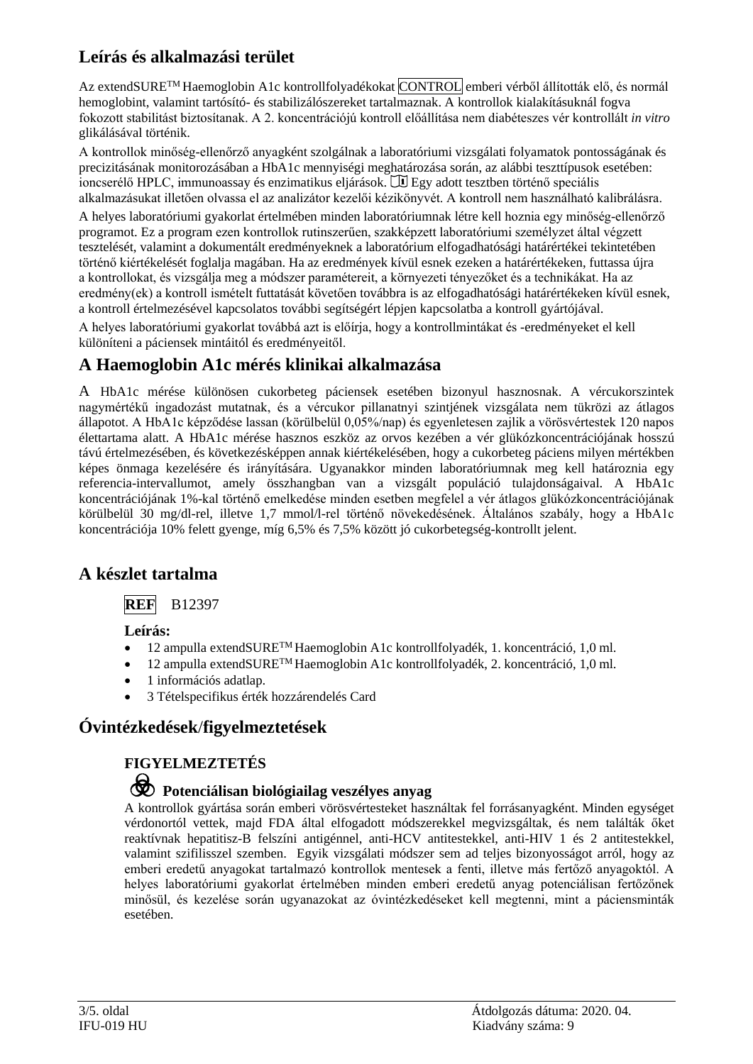## Leírás és alkalmazási terület

Az extendSURE™ Haemoglobin A1c kontrollfolyadékokat CONTROL emberi vérből állították elő, és normál hemoglobint, valamint tartósító- és stabilizálószereket tartalmaznak. A kontrollok kialakításuknál fogva fokozott stabilitást biztosítanak. A 2. koncentrációjú kontroll előállítása nem diabéteszes vér kontrollált *in vitro* glikálásával történik.

A kontrollok minőség-ellenőrző anyagként szolgálnak a laboratóriumi vizsgálati folyamatok pontosságának és precizitásának monitorozásában a HbA1c mennyiségi meghatározása során, az alábbi teszttípusok esetében: ioncserélő HPLC, immunoassay és enzimatikus eljárások. Egy adott tesztben történő speciális alkalmazásukat illetően olvassa el az analizátor kezelői kézikönyvét. A kontroll nem használható kalibrálásra.

A helyes laboratóriumi gyakorlat értelmében minden laboratóriumnak létre kell hoznia egy minőség-ellenőrző programot. Ez a program ezen kontrollok rutinszerűen, szakképzett laboratóriumi személyzet által végzett tesztelését, valamint a dokumentált eredményeknek a laboratórium elfogadhatósági határértékei tekintetében történő kiértékelését foglalja magában. Ha az eredmények kívül esnek ezeken a határértékeken, futtassa újra a kontrollokat, és vizsgálja meg a módszer paramétereit, a környezeti tényezőket és a technikákat. Ha az eredmény(ek) a kontroll ismételt futtatását követően továbbra is az elfogadhatósági határértékeken kívül esnek, a kontroll értelmezésével kapcsolatos további segítségért lépjen kapcsolatba a kontroll gyártójával.

A helyes laboratóriumi gyakorlat továbbá azt is előírja, hogy a kontrollmintákat és -eredményeket el kell különíteni a páciensek mintáitól és eredményeitől.

## A Haemoglobin A1c mérés klinikai alkalmazása

A HbA1c mérése különösen cukorbeteg páciensek esetében bizonyul hasznosnak. A vércukorszintek nagymértékű ingadozást mutatnak, és a vércukor pillanatnyi szintjének vizsgálata nem tükrözi az átlagos állapotot. A HbA1c képződése lassan (körülbelül 0,05%/nap) és egyenletesen zajlik a vörösvértestek 120 napos élettartama alatt. A HbA1c mérése hasznos eszköz az orvos kezében a vér glükózkoncentrációjának hosszú távú értelmezésében, és következésképpen annak kiértékelésében, hogy a cukorbeteg páciens milyen mértékben képes önmaga kezelésére és irányítására. Ugyanakkor minden laboratóriumnak meg kell határoznia egy referencia-intervallumot, amely összhangban van a vizsgált populáció tulajdonságaival. A HbA1c koncentrációjának 1%-kal történő emelkedése minden esetben megfelel a vér átlagos glükózkoncentrációjának körülbelül 30 mg/dl-rel, illetve 1,7 mmol/l-rel történő növekedésének. Általános szabály, hogy a HbA1c koncentrációja 10% felett gyenge, míg 6,5% és 7,5% között jó cukorbetegség-kontrollt jelent.

## A készlet tartalma

**REF** B12397

**Leírás:**

- 12 ampulla extendSURE™ Haemoglobin A1c kontrollfolyadék, 1. koncentráció, 1,0 ml.
- 12 ampulla extendSURE™ Haemoglobin A1c kontrollfolyadék, 2. koncentráció, 1,0 ml.
- 1 információs adatlap.
- 3 Tételspecifikus érték hozzárendelés Card

## Óvintézkedések/figyelmeztetések

### FIGYELMEZTETÉS

**Potenciálisan biológiailag veszélyes anyag**

A kontrollok gyártása során emberi vörösvértesteket használtak fel forrásanyagként. Minden egységet vérdonortól vettek, majd FDA által elfogadott módszerekkel megvizsgálták, és nem találták őket reaktívnak hepatitisz-B felszíni antigénnel, anti-HCV antitestekkel, anti-HIV 1 és 2 antitestekkel, valamint szifilisszel szemben. Egyik vizsgálati módszer sem ad teljes bizonyosságot arról, hogy az emberi eredetű anyagokat tartalmazó kontrollok mentesek a fenti, illetve más fertőző anyagoktól. A helyes laboratóriumi gyakorlat értelmében minden emberi eredetű anyag potenciálisan fertőzőnek minősül, és kezelése során ugyanazokat az óvintézkedéseket kell megtenni, mint a pácienseminták esetében.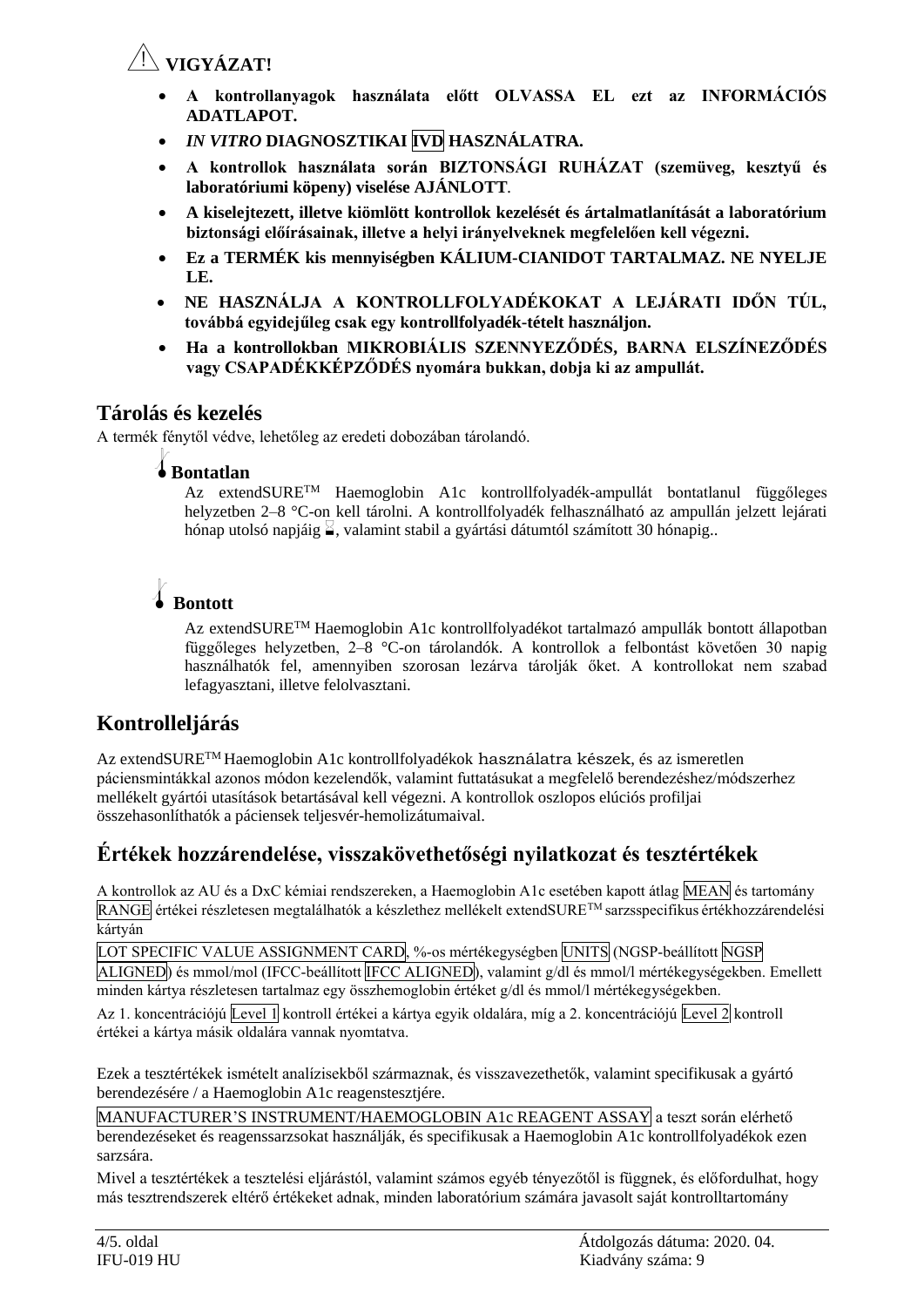⚠ **VIGYÁZAT!**

- **A kontrollanyagok használata előtt OLVASSA EL ezt az INFORMÁCIÓS ADATLAPOT.**
- ***IN VITRO* DIAGNOSZTIKAI IVD HASZNÁLATRA.**
- **A kontrollok használata során BIZTONSÁGI RUHÁZAT (szemüveg, kesztyű és laboratóriumi köpeny) viselése AJÁNLOTT**.
- **A kiselejtezett, illetve kiömlött kontrollok kezelését és ártalmatlanítását a laboratórium biztonsági előírásainak, illetve a helyi irányelveknek megfelelően kell végezni.**
- **Ez a TERMÉK kis mennyiségben KÁLIUM-CIANIDOT TARTALMAZ. NE NYELJE LE.**
- **NE HASZNÁLJA A KONTROLLFOLYADÉKOKAT A LEJÁRATI IDŐN TÚL, továbbá egyidejűleg csak egy kontrollfolyadék-tételt használjon.**
- **Ha a kontrollokban MIKROBIÁLIS SZENNYEZŐDÉS, BARNA ELSZÍNEZŐDÉS vagy CSAPADÉKKÉPZŐDÉS nyomára bukkan, dobja ki az ampullát.**

## Tárolás és kezelés

A termék fénytől védve, lehetőleg az eredeti dobozában tárolandó.

### Bontatlan

Az extendSURE™ Haemoglobin A1c kontrollfolyadék-ampullát bontatlanul függőleges helyzetben 2–8 °C-on kell tárolni. A kontrollfolyadék felhasználható az ampullán jelzett lejárati hónap utolsó napjáig, valamint stabil a gyártási dátumtól számított 30 hónapig..

### Bontott

Az extendSURE™ Haemoglobin A1c kontrollfolyadékot tartalmazó ampullák bontott állapotban függőleges helyzetben, 2–8 °C-on tárolandók. A kontrollok a felbontást követően 30 napig használhatók fel, amennyiben szorosan lezárva tárolják őket. A kontrollokat nem szabad lefagyasztani, illetve felolvasztani.

## Kontrolleljárás

Az extendSURE™ Haemoglobin A1c kontrollfolyadékok használatra készek, és az ismeretlen pácienssmintákkal azonos módon kezelendők, valamint futtatásukat a megfelelő berendezéshez/módszerhez mellékelt gyártói utasítások betartásával kell végezni. A kontrollok oszlopos elúciós profiljai összehasonlíthatók a páciensek teljesvér-hemolizátumaival.

## Értékek hozzárendelése, visszakövethetőségi nyilatkozat és tesztértékek

A kontrollok az AU és a DxC kémiai rendszereken, a Haemoglobin A1c esetében kapott átlag MEAN és tartomány RANGE értékei részletesen megtalálhatók a készlethez mellékelt extendSURE™ sarzsspecifikus értékhozzárendelési kártyán

LOT SPECIFIC VALUE ASSIGNMENT CARD, %-os mértékegységben UNITS (NGSP-beállított NGSP ALIGNED) és mmol/mol (IFCC-beállított IFCC ALIGNED), valamint g/dl és mmol/l mértékegységekben. Emellett minden kártya részletesen tartalmaz egy összhemoglobin értéket g/dl és mmol/l mértékegységekben.

Az 1. koncentrációjú Level 1 kontroll értékei a kártya egyik oldalára, míg a 2. koncentrációjú Level 2 kontroll értékei a kártya másik oldalára vannak nyomtatva.

Ezek a tesztértékek ismételt analízisekből származnak, és visszavezethetők, valamint specifikusak a gyártó berendezésére / a Haemoglobin A1c reagenstesztjére.

MANUFACTURER'S INSTRUMENT/HAEMOGLOBIN A1c REAGENT ASSAY a teszt során elérhető berendezéseket és reagenssarzsokat használják, és specifikusak a Haemoglobin A1c kontrollfolyadékok ezen sarzsára.

Mivel a tesztértékek a tesztelési eljárástól, valamint számos egyéb tényezőtől is függnek, és előfordulhat, hogy más tesztrendszerek eltérő értékeket adnak, minden laboratórium számára javasolt saját kontrolltartomány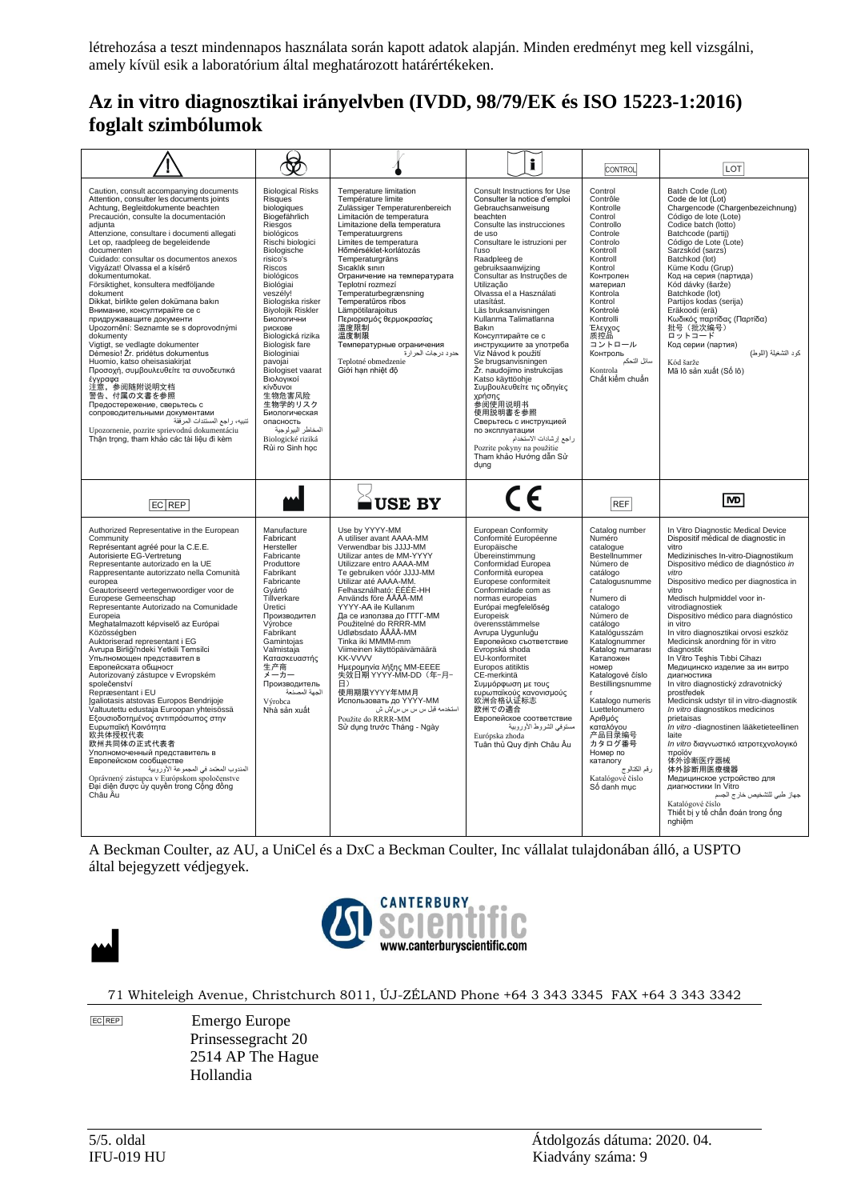létrehozása a teszt mindennapos használata során kapott adatok alapján. Minden eredményt meg kell vizsgálni, amely kívül esik a laboratórium által meghatározott határértékeken.

## Az in vitro diagnosztikai irányelvben (IVDD, 98/79/EK és ISO 15223-1:2016) foglalt szimbólumok

| ⚠ | ☣ | 🌡 | i | CONTROL | LOT |
|---|---|---|---|---|---|
| Caution, consult accompanying documents<br>Attention, consulter les documents joints<br>Achtung, Begleitdokumente beachten<br>Precaución, consulte la documentación adjunta<br>Attenzione, consultare i documenti allegati<br>Let op, raadpleeg de begeleidende documenten<br>Cuidado: consultar os documentos anexos<br>Vigyázat! Olvassa el a kísérő dokumentumokat.<br>Försiktighet, konsultera medföljande dokument<br>Dikkat, birlikte gelen doküman bakın<br>Внимание, консултирайте се с придружаващите документи<br>Upozornění: Seznamte se s doprovodnými dokumenty<br>Vigtigt, se vedlagte dokumenter<br>Dėmesio! Žr. pridėtus dokumentus<br>Huomio, katso oheisasiakirjat<br>Προσοχή, συμβουλευθείτε τα συνοδευτικά έγγραφα<br>注意，参阅随附说明文档<br>警告、付属の文書を参照<br>Предостережение, сверьтесь с сопроводительными документами<br>تنبيه، راجع المستندات المرفقة<br>Upozornenie, pozrite sprievodnú dokumentáciu<br>Thận trọng, tham khảo các tài liệu đi kèm | Biological Risks<br>Risques biologiques<br>Biogefährlich<br>Riesgos biológicos<br>Rischi biologici<br>Biologische risico's<br>Riscos biológicos<br>Biológiai veszély!<br>Biologiska risker<br>Biyolojik Riskler<br>Биологични рискове<br>Biologická rizika<br>Biologisk fare<br>Biologiniai pavojai<br>Biologiset vaarat<br>Βιολογικοί κίνδυνοι<br>生物危害风险<br>生物学的リスク<br>Биологическая опасность<br>المخاطر البيولوجية<br>Biologické riziká<br>Rủi ro Sinh học | Temperature limitation<br>Température limite<br>Zulässiger Temperaturenbereich<br>Limitación de temperatura<br>Limitazione della temperatura<br>Temperatuurgrens<br>Limites de temperatura<br>Hőmérséklet-korlátozás<br>Temperaturgräns<br>Sıcaklık sınırı<br>Ограничение на температурата<br>Teplotní rozmezí<br>Temperaturbegrænsning<br>Temperatūros ribos<br>Lämpötilarajoitus<br>Περιορισμός θερμοκρασίας<br>温度限制<br>温度制限<br>Температурные ограничения<br>حدود درجات الحرارة<br>Teplotné obmedzenie<br>Giới hạn nhiệt độ | Consult Instructions for Use<br>Consulter la notice d'emploi<br>Gebrauchsanweisung beachten<br>Consulte las instrucciones de uso<br>Consultare le istruzioni per l'uso<br>Raadpleeg de gebruiksaanwijzing<br>Consultar as Instruções de Utilização<br>Olvassa el a Használati utasítást.<br>Läs bruksanvisningen<br>Kullanma Talimatlarına Bakın<br>Консултирайте се с инструкциите за употреба<br>Viz Návod k použití<br>Se brugsanvisningen<br>Žr. naudojimo instrukcijas<br>Katso käyttöohje<br>Συμβουλευθείτε τις οδηγίες χρήσης<br>参阅使用说明书<br>使用説明書を参照<br>Сверьтесь с инструкцией по эксплуатации<br>راجع إرشادات الاستخدام<br>Pozrite pokyny na použitie<br>Tham khảo Hướng dẫn Sử dụng | Control<br>Contrôle<br>Kontrolle<br>Control<br>Controllo<br>Controle<br>Controlo<br>Kontroll<br>Kontroll<br>Kontrol<br>Контролен материал<br>Kontrola<br>Kontrol<br>Kontrolė<br>Kontrolli<br>Έλεγχος<br>质控品<br>コントロール<br>Контроль<br>سائل التحكم<br>Kontrola<br>Chất kiểm chuẩn | Batch Code (Lot)<br>Code de lot (Lot)<br>Chargencode (Chargenbezeichnung)<br>Código de lote (Lote)<br>Codice batch (lotto)<br>Batchcode (partij)<br>Código de Lote (Lote)<br>Sarzskód (sarzs)<br>Batchkod (lot)<br>Küme Kodu (Grup)<br>Код на серия (партида)<br>Kód dávky (šarže)<br>Batchkode (lot)<br>Partijos kodas (serija)<br>Eräkoodi (erä)<br>Κωδικός παρτίδας (Παρτίδα)<br>批号（批次编号）<br>ロットコード<br>Код серии (партия)<br>كود التشغيلة (اللوط)<br>Kód šarže<br>Mã lô sản xuất (Số lô) |
| EC REP | 🏭 | ⌛ USE BY | CE | REF | IVD |
| Authorized Representative in the European Community<br>Représentant agréé pour la C.E.E.<br>Autorisierte EG-Vertretung<br>Representante autorizado en la UE<br>Rappresentante autorizzato nella Comunità europea<br>Geautoriseerd vertegenwoordiger voor de Europese Gemeenschap<br>Representante Autorizado na Comunidade Europeia<br>Meghatalmazott képviselő az Európai Közösségben<br>Auktoriserad representant i EG<br>Avrupa Birliği'ndeki Yetkili Temsilci<br>Упълномощен представител в Европейската общност<br>Autorizovaný zástupce v Evropském společenství<br>Repræsentant i EU<br>Įgaliotasis atstovas Europos Bendrijoje<br>Valtuutettu edustaja Euroopan yhteisössä<br>Εξουσιοδοτημένος αντιπρόσωπος στην Ευρωπαϊκή Κοινότητα<br>欧共体授权代表<br>欧州共同体の正式代表者<br>Уполномоченный представитель в Европейском сообществе<br>المندوب المعتمد في المجموعة الأوروبية<br>Oprávnený zástupca v Európskom spoločenstve<br>Đại diện được ủy quyền trong Cộng đồng Châu Âu | Manufacture<br>Fabricant<br>Hersteller<br>Fabricante<br>Produttore<br>Fabrikant<br>Fabricante<br>Gyártó<br>Tillverkare<br>Üretici<br>Производител<br>Výrobce<br>Fabrikant<br>Gamintojas<br>Valmistaja<br>Κατασκευαστής<br>生产商<br>メーカー<br>Производитель<br>الجهة المصنعة<br>Výrobca<br>Nhà sản xuất | Use by YYYY-MM<br>A utiliser avant AAAA-MM<br>Verwendbar bis JJJJ-MM<br>Utilizar antes de MM-YYYY<br>Utilizzare entro AAAA-MM<br>Te gebruiken vóór JJJJ-MM<br>Utilizar até AAAA-MM.<br>Felhasználható: ÉÉÉÉ-HH<br>Används före ÅÅÅÅ-MM<br>YYYY-AA ile Kullanım<br>Да се използва до ГГГГ-ММ<br>Použitelné do RRRR-MM<br>Udløbsdato ÅÅÅÅ-MM<br>Tinka iki MMMM-mm<br>Viimeinen käyttöpäivämäärä KK-VVVV<br>Ημερομηνία λήξης MM-EEEE<br>失效日期 YYYY-MM-DD（年-月-日）<br>使用期限YYYY年MM月<br>Использовать до YYYY-MM<br>استخدمه قبل س س س س/ش ش<br>Použite do RRRR-MM<br>Sử dụng trước Tháng - Ngày | European Conformity<br>Conformité Européenne<br>Europäische Übereinstimmung<br>Conformidad Europea<br>Conformità europea<br>Europese conformiteit<br>Conformidade com as normas europeias<br>Európai megfelelőség<br>Europeisk överensstämmelse<br>Avrupa Uygunluğu<br>Европейско съответствие<br>Evropská shoda<br>EU-konformitet<br>Europos atitiktis<br>CE-merkintä<br>Συμμόρφωση με τους ευρωπαϊκούς κανονισμούς<br>欧洲合格认证标志<br>欧州での適合<br>Европейское соответствие<br>مستوفي الشروط الأوروبية<br>Európska zhoda<br>Tuân thủ Quy định Châu Âu | Catalog number<br>Numéro catalogue<br>Bestellnummer<br>Número de catálogo<br>Catalogusnummer<br>Numero di catalogo<br>Número de catálogo<br>Katalógusszám<br>Katalognummer<br>Katalog numarası<br>Каталожен номер<br>Katalogové číslo<br>Bestillingsnummer<br>Katalogo numeris<br>Luettelonumero<br>Αριθμός καταλόγου<br>产品目录编号<br>カタログ番号<br>Номер по каталогу<br>رقم الكتالوج<br>Katalógové číslo<br>Số danh mục | In Vitro Diagnostic Medical Device<br>Dispositif médical de diagnostic in vitro<br>Medizinisches In-vitro-Diagnostikum<br>Dispositivo médico de diagnóstico *in vitro*<br>Dispositivo medico per diagnostica in vitro<br>Medisch hulpmiddel voor in-vitrodiagnostiek<br>Dispositivo médico para diagnóstico in vitro<br>In vitro diagnosztikai orvosi eszköz<br>Medicinsk anordning för in vitro diagnostik<br>In Vitro Teşhis Tıbbi Cihazı<br>Медицинско изделие за ин витро диагностика<br>In vitro diagnostický zdravotnický prostředek<br>Medicinsk udstyr til in vitro-diagnostik<br>*In vitro* diagnostikos medicinos prietaisas<br>*In vitro* -diagnostinen lääketieteellinen laite<br>*In vitro* διαγνωστικό ιατροτεχνολογικό προϊόν<br>体外诊断医疗器械<br>体外診断用医療機器<br>Медицинское устройство для диагностики In Vitro<br>جهاز طبي للتشخيص خارج الجسم<br>Katalógové číslo<br>Thiết bị y tế chẩn đoán ống nghiệm |

A Beckman Coulter, az AU, a UniCel és a DxC a Beckman Coulter, Inc vállalat tulajdonában álló, a USPTO által bejegyzett védjegyek.

CANTERBURY scientific
www.canterburyscientific.com

71 Whiteleigh Avenue, Christchurch 8011, ÚJ-ZÉLAND Phone +64 3 343 3345 FAX +64 3 343 3342

EC REP Emergo Europe
Prinsessegracht 20
2514 AP The Hague
Hollandia

IFU-019 HU

Átdolgozás dátuma: 2020. 04.
Kiadvány száma: 9